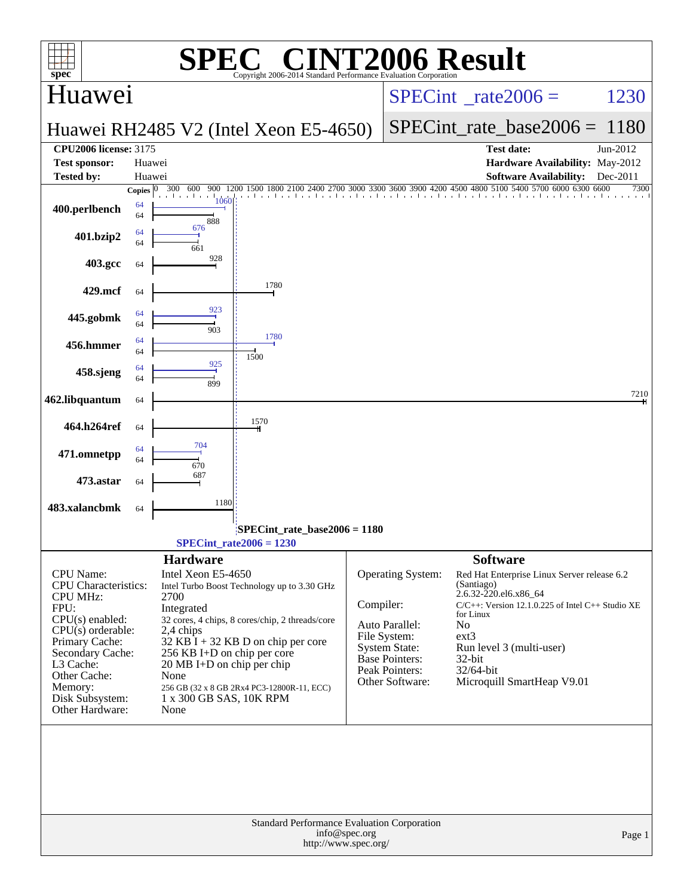# SPEC CINT2006 Result

Copyright 2006-2014 Standard Performance Evaluation Corporation

## Huawei

**Huawei RH2485 V2 (Intel Xeon E5-4650)**

SPECint_rate2006 = 1230

SPECint_rate_base2006 = 1180

| | | | |
|---|---|---|---|
| **CPU2006 license:** 3175 | | **Test date:** | Jun-2012 |
| **Test sponsor:** | Huawei | **Hardware Availability:** | May-2012 |
| **Tested by:** | Huawei | **Software Availability:** | Dec-2011 |

| Benchmark | Copies (peak) | Peak | Copies (base) | Base |
|---|---|---|---|---|
| 400.perlbench | 64 | 1060 | 64 | 888 |
| 401.bzip2 | 64 | 676 | 64 | 661 |
| 403.gcc | | | 64 | 928 |
| 429.mcf | | | 64 | 1780 |
| 445.gobmk | 64 | 923 | 64 | 903 |
| 456.hmmer | 64 | 1780 | 64 | 1500 |
| 458.sjeng | 64 | 925 | 64 | 899 |
| 462.libquantum | | | 64 | 7210 |
| 464.h264ref | | | 64 | 1570 |
| 471.omnetpp | 64 | 704 | 64 | 670 |
| 473.astar | | | 64 | 687 |
| 483.xalancbmk | | | 64 | 1180 |

SPECint_rate_base2006 = 1180

SPECint_rate2006 = 1230

## Hardware

| | |
|---|---|
| CPU Name: | Intel Xeon E5-4650 |
| CPU Characteristics: | Intel Turbo Boost Technology up to 3.30 GHz |
| CPU MHz: | 2700 |
| FPU: | Integrated |
| CPU(s) enabled: | 32 cores, 4 chips, 8 cores/chip, 2 threads/core |
| CPU(s) orderable: | 2,4 chips |
| Primary Cache: | 32 KB I + 32 KB D on chip per core |
| Secondary Cache: | 256 KB I+D on chip per core |
| L3 Cache: | 20 MB I+D on chip per chip |
| Other Cache: | None |
| Memory: | 256 GB (32 x 8 GB 2Rx4 PC3-12800R-11, ECC) |
| Disk Subsystem: | 1 x 300 GB SAS, 10K RPM |
| Other Hardware: | None |

## Software

| | |
|---|---|
| Operating System: | Red Hat Enterprise Linux Server release 6.2 (Santiago) 2.6.32-220.el6.x86_64 |
| Compiler: | C/C++: Version 12.1.0.225 of Intel C++ Studio XE for Linux |
| Auto Parallel: | No |
| File System: | ext3 |
| System State: | Run level 3 (multi-user) |
| Base Pointers: | 32-bit |
| Peak Pointers: | 32/64-bit |
| Other Software: | Microquill SmartHeap V9.01 |

Standard Performance Evaluation Corporation
info@spec.org
http://www.spec.org/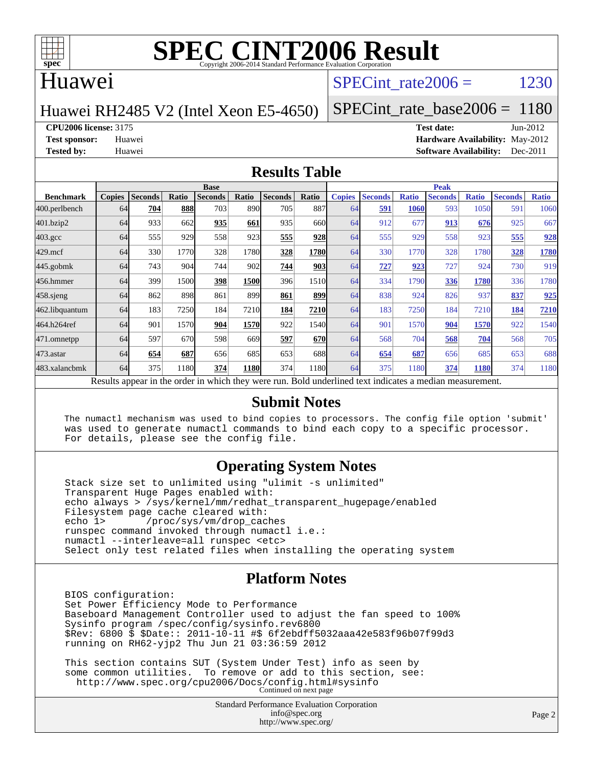# SPEC CINT2006 Result

Copyright 2006-2014 Standard Performance Evaluation Corporation

## Huawei

Huawei RH2485 V2 (Intel Xeon E5-4650)

SPECint_rate2006 = 1230

SPECint_rate_base2006 = 1180

**CPU2006 license:** 3175
**Test sponsor:** Huawei
**Tested by:** Huawei

**Test date:** Jun-2012
**Hardware Availability:** May-2012
**Software Availability:** Dec-2011

## Results Table

| | Base | | | | | | | | Peak | | | | | | |
|---|---|---|---|---|---|---|---|---|---|---|---|---|---|---|---|
| **Benchmark** | **Copies** | **Seconds** | **Ratio** | **Seconds** | **Ratio** | **Seconds** | **Ratio** | **Copies** | **Seconds** | **Ratio** | **Seconds** | **Ratio** | **Seconds** | **Ratio** |
| 400.perlbench | 64 | **704** | **888** | 703 | 890 | 705 | 887 | 64 | **591** | **1060** | 593 | 1050 | 591 | 1060 |
| 401.bzip2 | 64 | 933 | 662 | **935** | **661** | 935 | 660 | 64 | 912 | 677 | **913** | **676** | 925 | 667 |
| 403.gcc | 64 | 555 | 929 | 558 | 923 | **555** | **928** | 64 | 555 | 929 | 558 | 923 | **555** | **928** |
| 429.mcf | 64 | 330 | 1770 | 328 | 1780 | **328** | **1780** | 64 | 330 | 1770 | 328 | 1780 | **328** | **1780** |
| 445.gobmk | 64 | 743 | 904 | 744 | 902 | **744** | **903** | 64 | **727** | **923** | 727 | 924 | 730 | 919 |
| 456.hmmer | 64 | 399 | 1500 | **398** | **1500** | 396 | 1510 | 64 | 334 | 1790 | **336** | **1780** | 336 | 1780 |
| 458.sjeng | 64 | 862 | 898 | 861 | 899 | **861** | **899** | 64 | 838 | 924 | 826 | 937 | **837** | **925** |
| 462.libquantum | 64 | 183 | 7250 | 184 | 7210 | **184** | **7210** | 64 | 183 | 7250 | 184 | 7210 | **184** | **7210** |
| 464.h264ref | 64 | 901 | 1570 | **904** | **1570** | 922 | 1540 | 64 | 901 | 1570 | **904** | **1570** | 922 | 1540 |
| 471.omnetpp | 64 | 597 | 670 | 598 | 669 | **597** | **670** | 64 | 568 | 704 | **568** | **704** | 568 | 705 |
| 473.astar | 64 | **654** | **687** | 656 | 685 | 653 | 688 | 64 | **654** | **687** | 656 | 685 | 653 | 688 |
| 483.xalancbmk | 64 | 375 | 1180 | **374** | **1180** | 374 | 1180 | 64 | 375 | 1180 | **374** | **1180** | 374 | 1180 |

Results appear in the order in which they were run. Bold underlined text indicates a median measurement.

## Submit Notes

```
The numactl mechanism was used to bind copies to processors. The config file option 'submit'
was used to generate numactl commands to bind each copy to a specific processor.
For details, please see the config file.
```

## Operating System Notes

```
Stack size set to unlimited using "ulimit -s unlimited"
Transparent Huge Pages enabled with:
echo always > /sys/kernel/mm/redhat_transparent_hugepage/enabled
Filesystem page cache cleared with:
echo 1>       /proc/sys/vm/drop_caches
runspec command invoked through numactl i.e.:
numactl --interleave=all runspec <etc>
Select only test related files when installing the operating system
```

## Platform Notes

```
BIOS configuration:
Set Power Efficiency Mode to Performance
Baseboard Management Controller used to adjust the fan speed to 100%
Sysinfo program /spec/config/sysinfo.rev6800
$Rev: 6800 $ $Date:: 2011-10-11 #$ 6f2ebdff5032aaa42e583f96b07f99d3
running on RH62-yjp2 Thu Jun 21 03:36:59 2012

This section contains SUT (System Under Test) info as seen by
some common utilities.  To remove or add to this section, see:
  http://www.spec.org/cpu2006/Docs/config.html#sysinfo
```

Continued on next page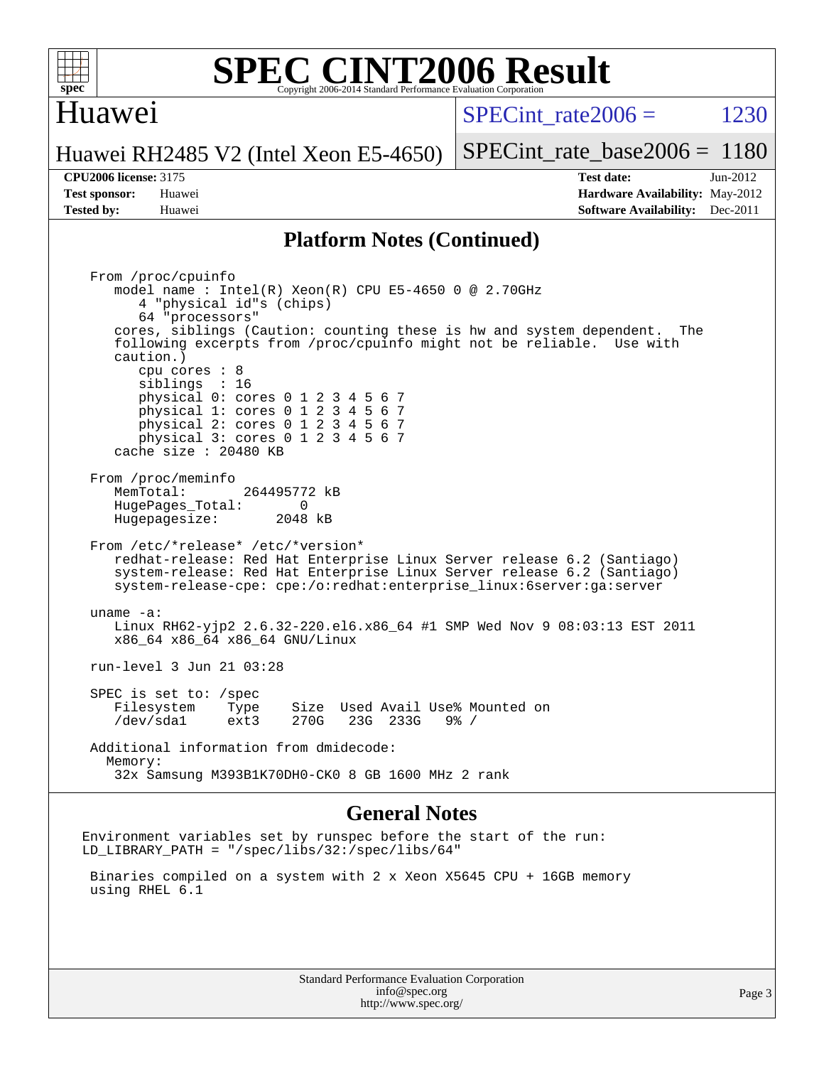## Platform Notes (Continued)

```
From /proc/cpuinfo
   model name : Intel(R) Xeon(R) CPU E5-4650 0 @ 2.70GHz
      4 "physical id"s (chips)
      64 "processors"
   cores, siblings (Caution: counting these is hw and system dependent.  The
   following excerpts from /proc/cpuinfo might not be reliable.  Use with
   caution.)
      cpu cores : 8
      siblings  : 16
      physical 0: cores 0 1 2 3 4 5 6 7
      physical 1: cores 0 1 2 3 4 5 6 7
      physical 2: cores 0 1 2 3 4 5 6 7
      physical 3: cores 0 1 2 3 4 5 6 7
   cache size : 20480 KB

From /proc/meminfo
   MemTotal:       264495772 kB
   HugePages_Total:       0
   Hugepagesize:       2048 kB

From /etc/*release* /etc/*version*
   redhat-release: Red Hat Enterprise Linux Server release 6.2 (Santiago)
   system-release: Red Hat Enterprise Linux Server release 6.2 (Santiago)
   system-release-cpe: cpe:/o:redhat:enterprise_linux:6server:ga:server

uname -a:
   Linux RH62-yjp2 2.6.32-220.el6.x86_64 #1 SMP Wed Nov 9 08:03:13 EST 2011
   x86_64 x86_64 x86_64 GNU/Linux

run-level 3 Jun 21 03:28

SPEC is set to: /spec
   Filesystem    Type    Size  Used Avail Use% Mounted on
   /dev/sda1     ext3    270G   23G  233G   9% /

Additional information from dmidecode:
  Memory:
   32x Samsung M393B1K70DH0-CK0 8 GB 1600 MHz 2 rank
```

## General Notes

```
Environment variables set by runspec before the start of the run:
LD_LIBRARY_PATH = "/spec/libs/32:/spec/libs/64"

 Binaries compiled on a system with 2 x Xeon X5645 CPU + 16GB memory
 using RHEL 6.1
```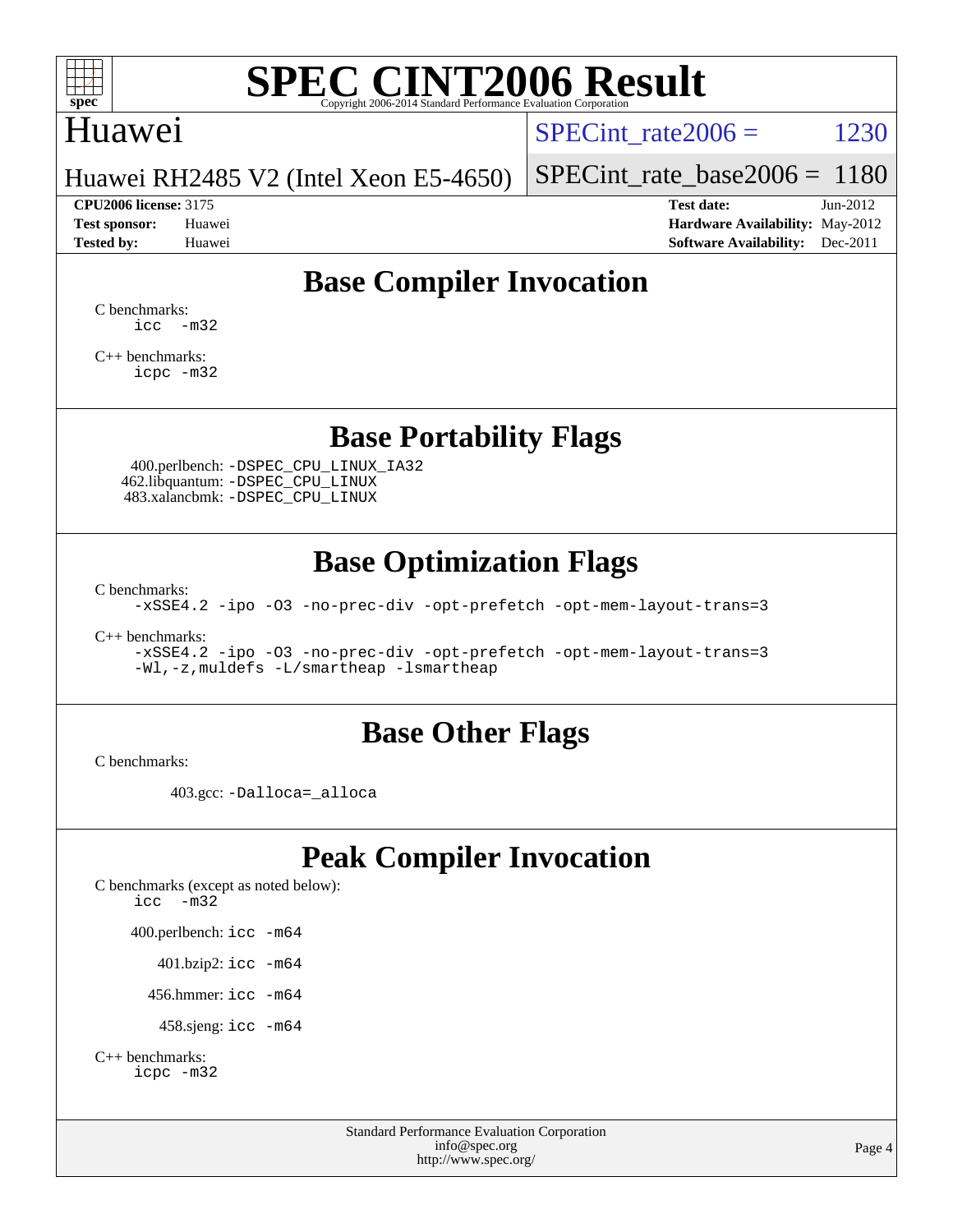# SPEC CINT2006 Result

Huawei

Huawei RH2485 V2 (Intel Xeon E5-4650)

SPECint_rate2006 = 1230

SPECint_rate_base2006 = 1180

**CPU2006 license:** 3175
**Test sponsor:** Huawei
**Tested by:** Huawei

**Test date:** Jun-2012
**Hardware Availability:** May-2012
**Software Availability:** Dec-2011

## Base Compiler Invocation

C benchmarks:
```
icc   -m32
```

C++ benchmarks:
```
icpc -m32
```

## Base Portability Flags

400.perlbench: `-DSPEC_CPU_LINUX_IA32`
462.libquantum: `-DSPEC_CPU_LINUX`
483.xalancbmk: `-DSPEC_CPU_LINUX`

## Base Optimization Flags

C benchmarks:
```
-xSSE4.2 -ipo -O3 -no-prec-div -opt-prefetch -opt-mem-layout-trans=3
```

C++ benchmarks:
```
-xSSE4.2 -ipo -O3 -no-prec-div -opt-prefetch -opt-mem-layout-trans=3
-Wl,-z,muldefs -L/smartheap -lsmartheap
```

## Base Other Flags

C benchmarks:

403.gcc: `-Dalloca=_alloca`

## Peak Compiler Invocation

C benchmarks (except as noted below):
```
icc   -m32
```

400.perlbench: `icc -m64`

401.bzip2: `icc -m64`

456.hmmer: `icc -m64`

458.sjeng: `icc -m64`

C++ benchmarks:
```
icpc -m32
```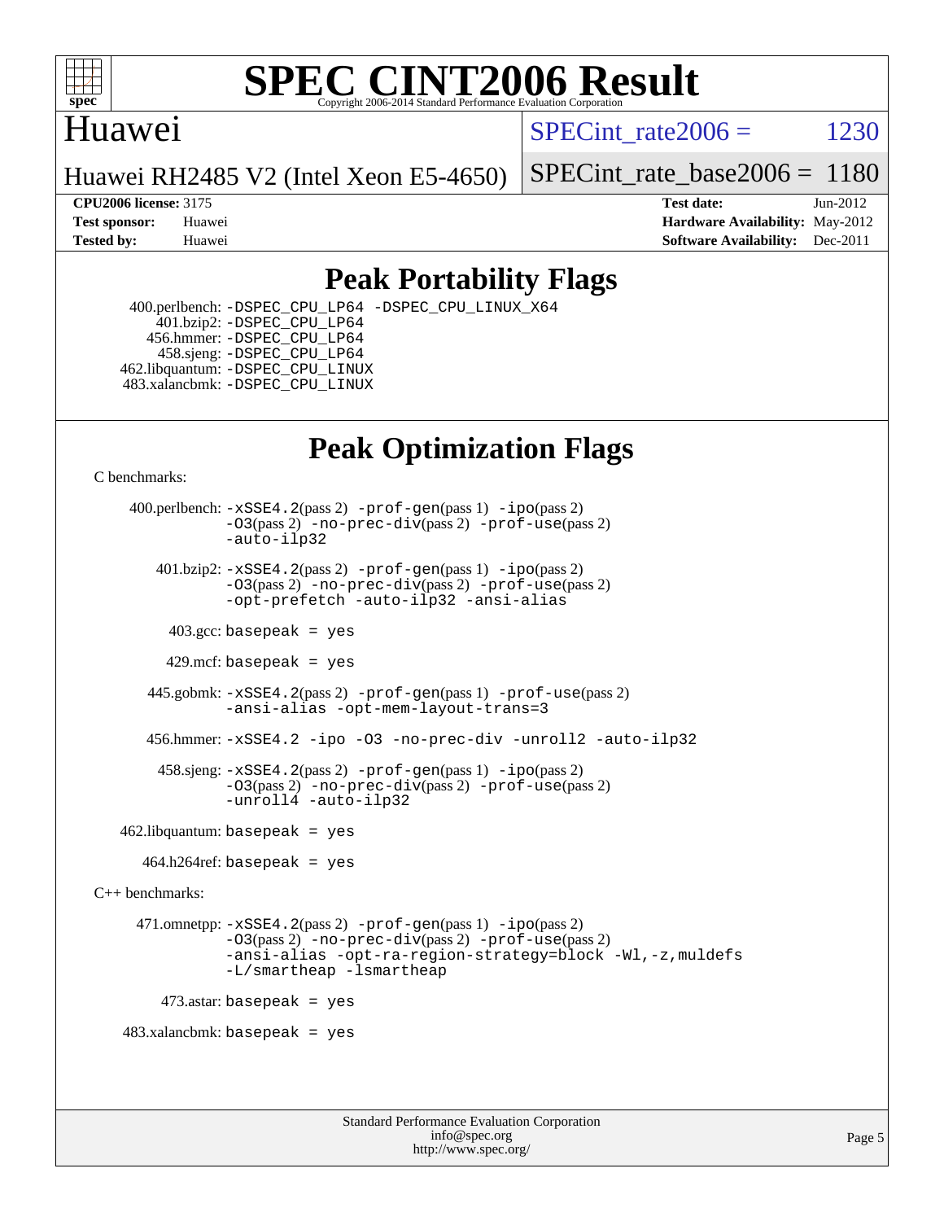# SPEC CINT2006 Result

Huawei

Huawei RH2485 V2 (Intel Xeon E5-4650)

SPECint_rate2006 = 1230

SPECint_rate_base2006 = 1180

**CPU2006 license:** 3175
**Test sponsor:** Huawei
**Tested by:** Huawei

**Test date:** Jun-2012
**Hardware Availability:** May-2012
**Software Availability:** Dec-2011

## Peak Portability Flags

400.perlbench: -DSPEC_CPU_LP64 -DSPEC_CPU_LINUX_X64
401.bzip2: -DSPEC_CPU_LP64
456.hmmer: -DSPEC_CPU_LP64
458.sjeng: -DSPEC_CPU_LP64
462.libquantum: -DSPEC_CPU_LINUX
483.xalancbmk: -DSPEC_CPU_LINUX

## Peak Optimization Flags

C benchmarks:

400.perlbench: -xSSE4.2(pass 2) -prof-gen(pass 1) -ipo(pass 2) -O3(pass 2) -no-prec-div(pass 2) -prof-use(pass 2) -auto-ilp32

401.bzip2: -xSSE4.2(pass 2) -prof-gen(pass 1) -ipo(pass 2) -O3(pass 2) -no-prec-div(pass 2) -prof-use(pass 2) -opt-prefetch -auto-ilp32 -ansi-alias

403.gcc: basepeak = yes

429.mcf: basepeak = yes

445.gobmk: -xSSE4.2(pass 2) -prof-gen(pass 1) -prof-use(pass 2) -ansi-alias -opt-mem-layout-trans=3

456.hmmer: -xSSE4.2 -ipo -O3 -no-prec-div -unroll2 -auto-ilp32

458.sjeng: -xSSE4.2(pass 2) -prof-gen(pass 1) -ipo(pass 2) -O3(pass 2) -no-prec-div(pass 2) -prof-use(pass 2) -unroll4 -auto-ilp32

462.libquantum: basepeak = yes

464.h264ref: basepeak = yes

C++ benchmarks:

471.omnetpp: -xSSE4.2(pass 2) -prof-gen(pass 1) -ipo(pass 2) -O3(pass 2) -no-prec-div(pass 2) -prof-use(pass 2) -ansi-alias -opt-ra-region-strategy=block -Wl,-z,muldefs -L/smartheap -lsmartheap

473.astar: basepeak = yes

483.xalancbmk: basepeak = yes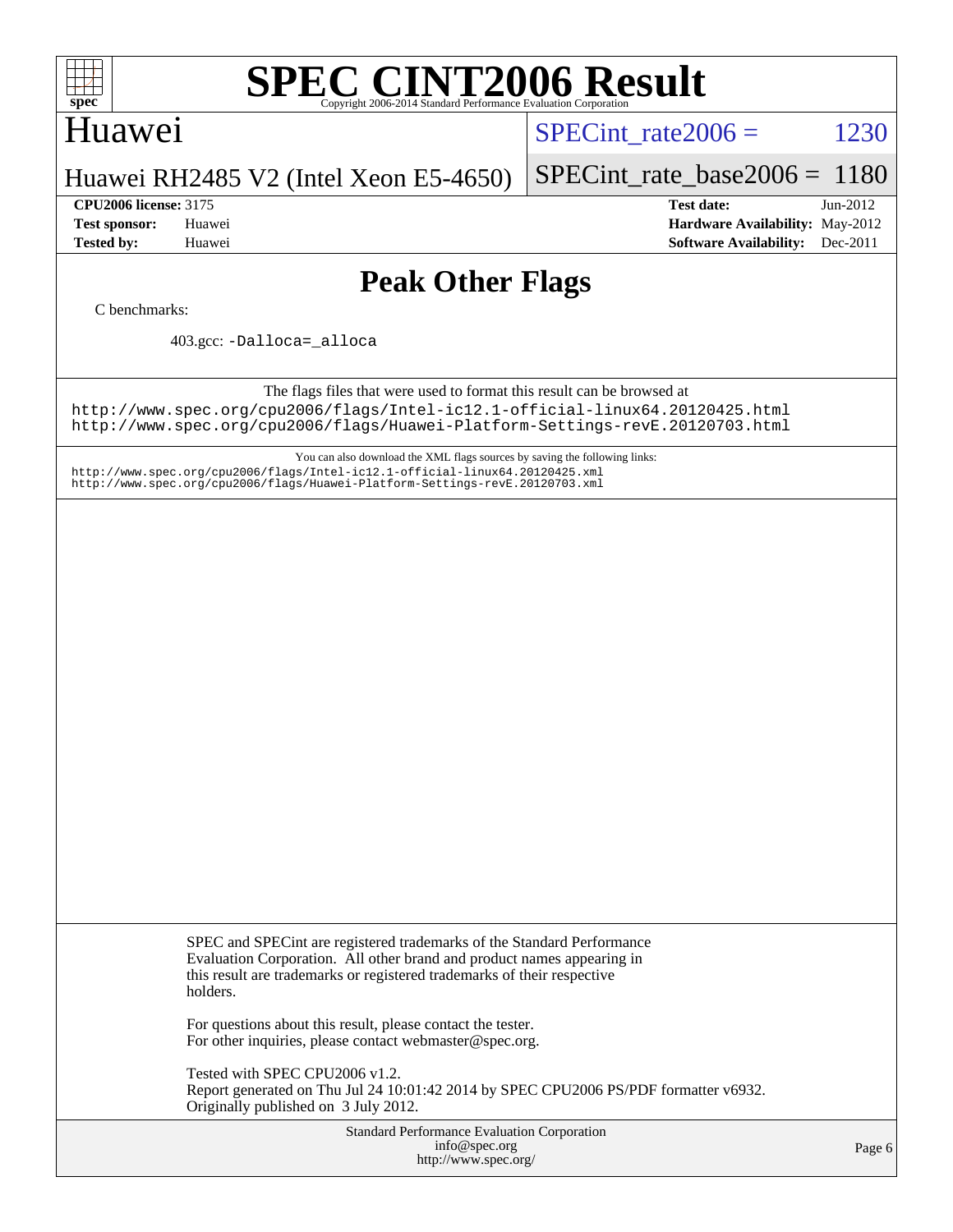# Peak Other Flags

C benchmarks:

403.gcc: -Dalloca=_alloca

The flags files that were used to format this result can be browsed at
http://www.spec.org/cpu2006/flags/Intel-ic12.1-official-linux64.20120425.html
http://www.spec.org/cpu2006/flags/Huawei-Platform-Settings-revE.20120703.html

You can also download the XML flags sources by saving the following links:
http://www.spec.org/cpu2006/flags/Intel-ic12.1-official-linux64.20120425.xml
http://www.spec.org/cpu2006/flags/Huawei-Platform-Settings-revE.20120703.xml

SPEC and SPECint are registered trademarks of the Standard Performance Evaluation Corporation. All other brand and product names appearing in this result are trademarks or registered trademarks of their respective holders.

For questions about this result, please contact the tester.
For other inquiries, please contact webmaster@spec.org.

Tested with SPEC CPU2006 v1.2.
Report generated on Thu Jul 24 10:01:42 2014 by SPEC CPU2006 PS/PDF formatter v6932.
Originally published on 3 July 2012.